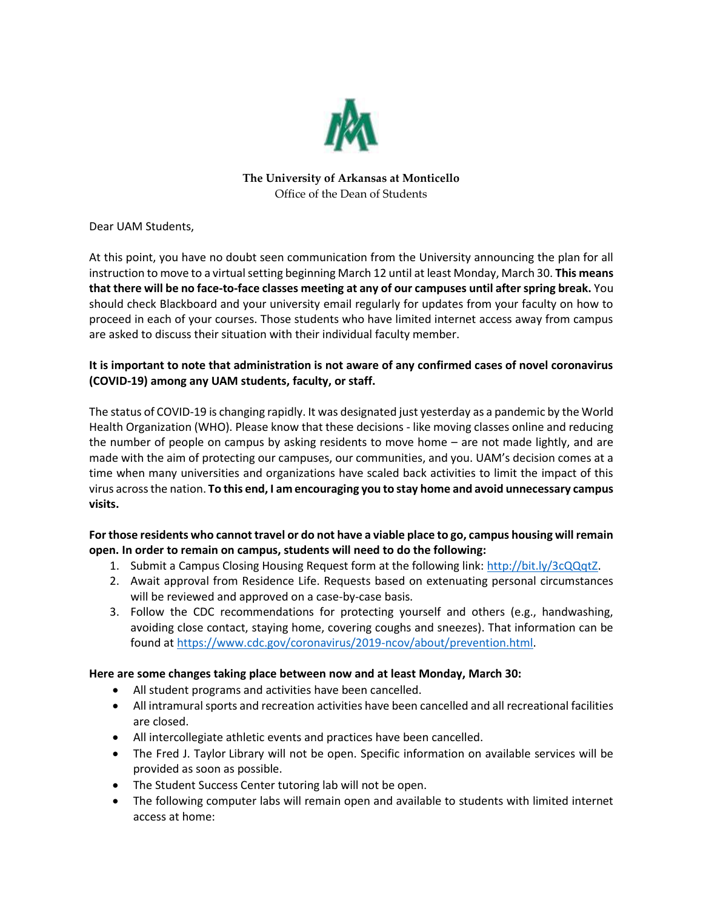**The University of Arkansas at Monticello**
Office of the Dean of Students

Dear UAM Students,

At this point, you have no doubt seen communication from the University announcing the plan for all instruction to move to a virtual setting beginning March 12 until at least Monday, March 30. **This means that there will be no face-to-face classes meeting at any of our campuses until after spring break.** You should check Blackboard and your university email regularly for updates from your faculty on how to proceed in each of your courses. Those students who have limited internet access away from campus are asked to discuss their situation with their individual faculty member.

**It is important to note that administration is not aware of any confirmed cases of novel coronavirus (COVID-19) among any UAM students, faculty, or staff.**

The status of COVID-19 is changing rapidly. It was designated just yesterday as a pandemic by the World Health Organization (WHO). Please know that these decisions - like moving classes online and reducing the number of people on campus by asking residents to move home – are not made lightly, and are made with the aim of protecting our campuses, our communities, and you. UAM's decision comes at a time when many universities and organizations have scaled back activities to limit the impact of this virus across the nation. **To this end, I am encouraging you to stay home and avoid unnecessary campus visits.**

**For those residents who cannot travel or do not have a viable place to go, campus housing will remain open. In order to remain on campus, students will need to do the following:**

1. Submit a Campus Closing Housing Request form at the following link: [http://bit.ly/3cQQqtZ](http://bit.ly/3cQQqtZ).
2. Await approval from Residence Life. Requests based on extenuating personal circumstances will be reviewed and approved on a case-by-case basis.
3. Follow the CDC recommendations for protecting yourself and others (e.g., handwashing, avoiding close contact, staying home, covering coughs and sneezes). That information can be found at [https://www.cdc.gov/coronavirus/2019-ncov/about/prevention.html](https://www.cdc.gov/coronavirus/2019-ncov/about/prevention.html).

**Here are some changes taking place between now and at least Monday, March 30:**

- All student programs and activities have been cancelled.
- All intramural sports and recreation activities have been cancelled and all recreational facilities are closed.
- All intercollegiate athletic events and practices have been cancelled.
- The Fred J. Taylor Library will not be open. Specific information on available services will be provided as soon as possible.
- The Student Success Center tutoring lab will not be open.
- The following computer labs will remain open and available to students with limited internet access at home: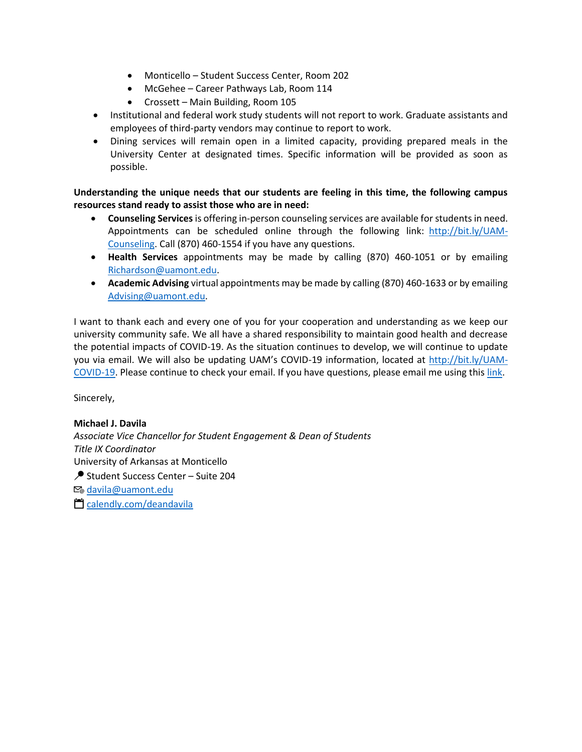- Monticello – Student Success Center, Room 202
    - McGehee – Career Pathways Lab, Room 114
    - Crossett – Main Building, Room 105
- Institutional and federal work study students will not report to work. Graduate assistants and employees of third-party vendors may continue to report to work.
- Dining services will remain open in a limited capacity, providing prepared meals in the University Center at designated times. Specific information will be provided as soon as possible.

**Understanding the unique needs that our students are feeling in this time, the following campus resources stand ready to assist those who are in need:**

- **Counseling Services** is offering in-person counseling services are available for students in need. Appointments can be scheduled online through the following link: http://bit.ly/UAM-Counseling. Call (870) 460-1554 if you have any questions.
- **Health Services** appointments may be made by calling (870) 460-1051 or by emailing Richardson@uamont.edu.
- **Academic Advising** virtual appointments may be made by calling (870) 460-1633 or by emailing Advising@uamont.edu.

I want to thank each and every one of you for your cooperation and understanding as we keep our university community safe. We all have a shared responsibility to maintain good health and decrease the potential impacts of COVID-19. As the situation continues to develop, we will continue to update you via email. We will also be updating UAM's COVID-19 information, located at http://bit.ly/UAM-COVID-19. Please continue to check your email. If you have questions, please email me using this link.

Sincerely,

**Michael J. Davila**
*Associate Vice Chancellor for Student Engagement & Dean of Students*
*Title IX Coordinator*
University of Arkansas at Monticello
Student Success Center – Suite 204
davila@uamont.edu
calendly.com/deandavila